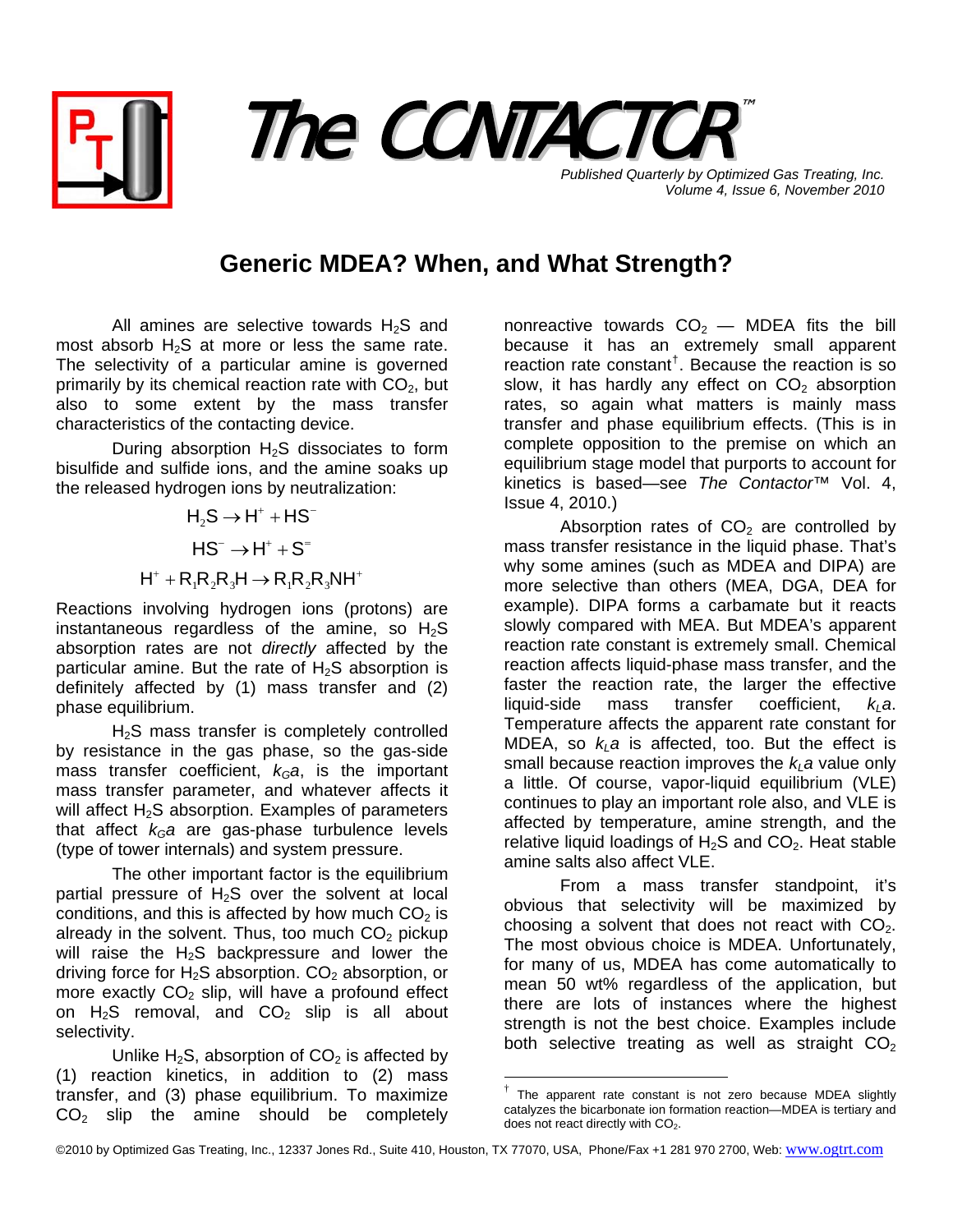# The CONTACTOR™

*Published Quarterly by Optimized Gas Treating, Inc.*
*Volume 4, Issue 6, November 2010*

## Generic MDEA? When, and What Strength?

All amines are selective towards $H_2S$ and most absorb $H_2S$ at more or less the same rate. The selectivity of a particular amine is governed primarily by its chemical reaction rate with $CO_2$, but also to some extent by the mass transfer characteristics of the contacting device.

During absorption $H_2S$ dissociates to form bisulfide and sulfide ions, and the amine soaks up the released hydrogen ions by neutralization:

$$H_2S \rightarrow H^+ + HS^-$$

$$HS^- \rightarrow H^+ + S^=$$

$$H^+ + R_1R_2R_3H \rightarrow R_1R_2R_3NH^+$$

Reactions involving hydrogen ions (protons) are instantaneous regardless of the amine, so $H_2S$ absorption rates are not *directly* affected by the particular amine. But the rate of $H_2S$ absorption is definitely affected by (1) mass transfer and (2) phase equilibrium.

$H_2S$ mass transfer is completely controlled by resistance in the gas phase, so the gas-side mass transfer coefficient, $k_Ga$, is the important mass transfer parameter, and whatever affects it will affect $H_2S$ absorption. Examples of parameters that affect $k_Ga$ are gas-phase turbulence levels (type of tower internals) and system pressure.

The other important factor is the equilibrium partial pressure of $H_2S$ over the solvent at local conditions, and this is affected by how much $CO_2$ is already in the solvent. Thus, too much $CO_2$ pickup will raise the $H_2S$ backpressure and lower the driving force for $H_2S$ absorption. $CO_2$ absorption, or more exactly $CO_2$ slip, will have a profound effect on $H_2S$ removal, and $CO_2$ slip is all about selectivity.

Unlike $H_2S$, absorption of $CO_2$ is affected by (1) reaction kinetics, in addition to (2) mass transfer, and (3) phase equilibrium. To maximize $CO_2$ slip the amine should be completely nonreactive towards $CO_2$ — MDEA fits the bill because it has an extremely small apparent reaction rate constant[†]. Because the reaction is so slow, it has hardly any effect on $CO_2$ absorption rates, so again what matters is mainly mass transfer and phase equilibrium effects. (This is in complete opposition to the premise on which an equilibrium stage model that purports to account for kinetics is based—see *The Contactor*™ Vol. 4, Issue 4, 2010.)

Absorption rates of $CO_2$ are controlled by mass transfer resistance in the liquid phase. That's why some amines (such as MDEA and DIPA) are more selective than others (MEA, DGA, DEA for example). DIPA forms a carbamate but it reacts slowly compared with MEA. But MDEA's apparent reaction rate constant is extremely small. Chemical reaction affects liquid-phase mass transfer, and the faster the reaction rate, the larger the effective liquid-side mass transfer coefficient, $k_La$. Temperature affects the apparent rate constant for MDEA, so $k_La$ is affected, too. But the effect is small because reaction improves the $k_La$ value only a little. Of course, vapor-liquid equilibrium (VLE) continues to play an important role also, and VLE is affected by temperature, amine strength, and the relative liquid loadings of $H_2S$ and $CO_2$. Heat stable amine salts also affect VLE.

From a mass transfer standpoint, it's obvious that selectivity will be maximized by choosing a solvent that does not react with $CO_2$. The most obvious choice is MDEA. Unfortunately, for many of us, MDEA has come automatically to mean 50 wt% regardless of the application, but there are lots of instances where the highest strength is not the best choice. Examples include both selective treating as well as straight $CO_2$

[†] The apparent rate constant is not zero because MDEA slightly catalyzes the bicarbonate ion formation reaction—MDEA is tertiary and does not react directly with $CO_2$.

©2010 by Optimized Gas Treating, Inc., 12337 Jones Rd., Suite 410, Houston, TX 77070, USA, Phone/Fax +1 281 970 2700, Web: www.ogtrt.com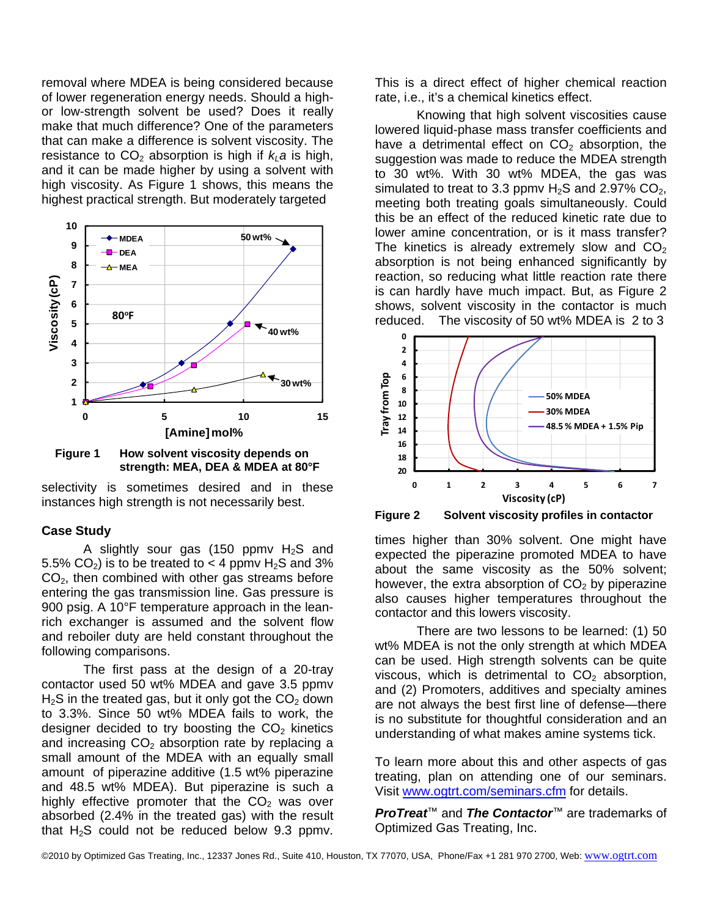removal where MDEA is being considered because of lower regeneration energy needs. Should a high- or low-strength solvent be used? Does it really make that much difference? One of the parameters that can make a difference is solvent viscosity. The resistance to $CO_2$ absorption is high if $k_L a$ is high, and it can be made higher by using a solvent with high viscosity. As Figure 1 shows, this means the highest practical strength. But moderately targeted selectivity is sometimes desired and in these instances high strength is not necessarily best.

Viscosity (cP)
10
9
8
7
6
5
4
3
2
1
0
5
10
15
[Amine] mol%
MDEA
DEA
MEA
80°F
50 wt%
40 wt%
30 wt%

**Figure 1 How solvent viscosity depends on strength: MEA, DEA & MDEA at 80°F**

## Case Study

A slightly sour gas (150 ppmv $H_2S$ and 5.5% $CO_2$) is to be treated to < 4 ppmv $H_2S$ and 3% $CO_2$, then combined with other gas streams before entering the gas transmission line. Gas pressure is 900 psig. A 10°F temperature approach in the lean-rich exchanger is assumed and the solvent flow and reboiler duty are held constant throughout the following comparisons.

The first pass at the design of a 20-tray contactor used 50 wt% MDEA and gave 3.5 ppmv $H_2S$ in the treated gas, but it only got the $CO_2$ down to 3.3%. Since 50 wt% MDEA fails to work, the designer decided to try boosting the $CO_2$ kinetics and increasing $CO_2$ absorption rate by replacing a small amount of the MDEA with an equally small amount of piperazine additive (1.5 wt% piperazine and 48.5 wt% MDEA). But piperazine is such a highly effective promoter that the $CO_2$ was over absorbed (2.4% in the treated gas) with the result that $H_2S$ could not be reduced below 9.3 ppmv. This is a direct effect of higher chemical reaction rate, i.e., it's a chemical kinetics effect.

Knowing that high solvent viscosities cause lowered liquid-phase mass transfer coefficients and have a detrimental effect on $CO_2$ absorption, the suggestion was made to reduce the MDEA strength to 30 wt%. With 30 wt% MDEA, the gas was simulated to treat to 3.3 ppmv $H_2S$ and 2.97% $CO_2$, meeting both treating goals simultaneously. Could this be an effect of the reduced kinetic rate due to lower amine concentration, or is it mass transfer? The kinetics is already extremely slow and $CO_2$ absorption is not being enhanced significantly by reaction, so reducing what little reaction rate there is can hardly have much impact. But, as Figure 2 shows, solvent viscosity in the contactor is much reduced. The viscosity of 50 wt% MDEA is 2 to 3 times higher than 30% solvent. One might have expected the piperazine promoted MDEA to have about the same viscosity as the 50% solvent; however, the extra absorption of $CO_2$ by piperazine also causes higher temperatures throughout the contactor and this lowers viscosity.

Tray from Top
0
2
4
6
8
10
12
14
16
18
20
0
1
2
3
4
5
6
7
Viscosity (cP)
50% MDEA
30% MDEA
48.5 % MDEA + 1.5% Pip

**Figure 2 Solvent viscosity profiles in contactor**

There are two lessons to be learned: (1) 50 wt% MDEA is not the only strength at which MDEA can be used. High strength solvents can be quite viscous, which is detrimental to $CO_2$ absorption, and (2) Promoters, additives and specialty amines are not always the best first line of defense—there is no substitute for thoughtful consideration and an understanding of what makes amine systems tick.

To learn more about this and other aspects of gas treating, plan on attending one of our seminars. Visit www.ogtrt.com/seminars.cfm for details.

***ProTreat***™ and ***The Contactor***™ are trademarks of Optimized Gas Treating, Inc.

©2010 by Optimized Gas Treating, Inc., 12337 Jones Rd., Suite 410, Houston, TX 77070, USA, Phone/Fax +1 281 970 2700, Web: www.ogtrt.com